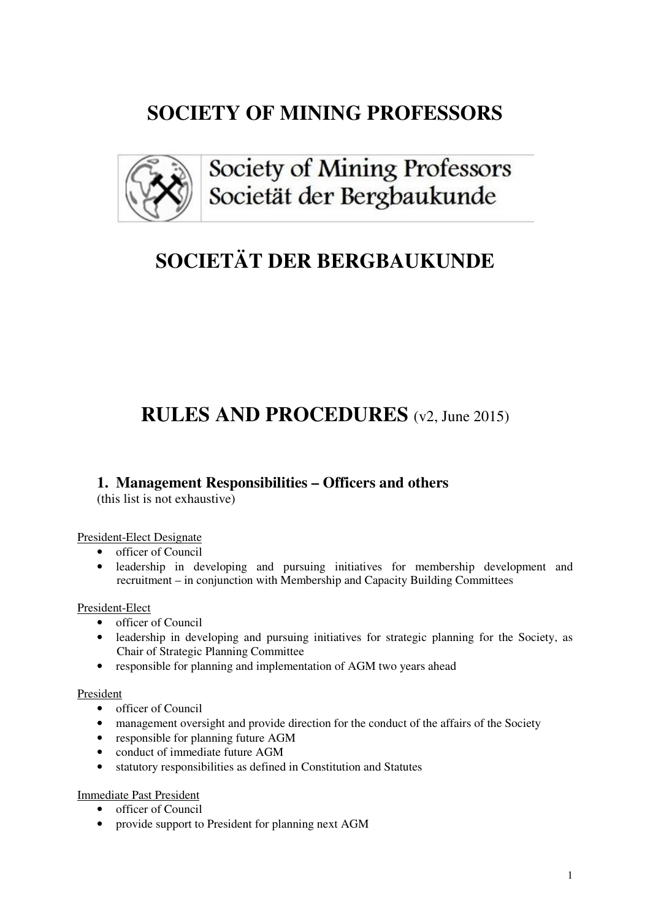# SOCIETY OF MINING PROFESSORS

# SOCIETÄT DER BERGBAUKUNDE

# RULES AND PROCEDURES (v2, June 2015)

## 1. Management Responsibilities – Officers and others

(this list is not exhaustive)

President-Elect Designate

- officer of Council
- leadership in developing and pursuing initiatives for membership development and recruitment – in conjunction with Membership and Capacity Building Committees

President-Elect

- officer of Council
- leadership in developing and pursuing initiatives for strategic planning for the Society, as Chair of Strategic Planning Committee
- responsible for planning and implementation of AGM two years ahead

President

- officer of Council
- management oversight and provide direction for the conduct of the affairs of the Society
- responsible for planning future AGM
- conduct of immediate future AGM
- statutory responsibilities as defined in Constitution and Statutes

Immediate Past President

- officer of Council
- provide support to President for planning next AGM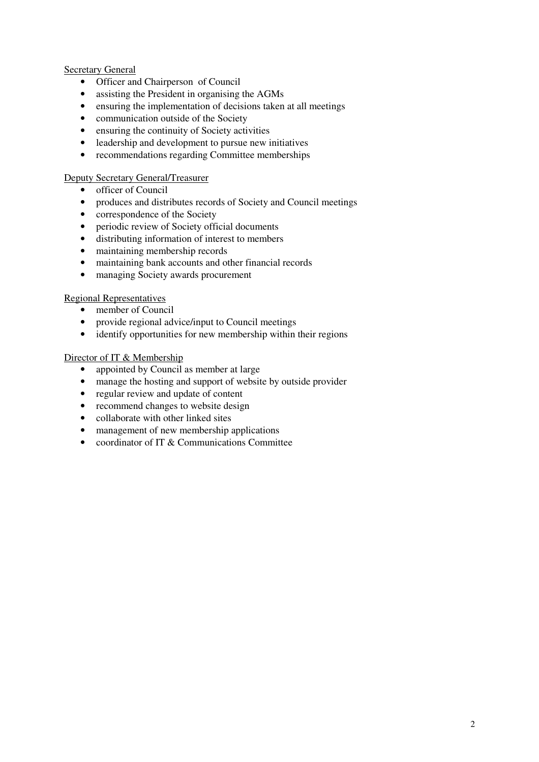<u>Secretary General</u>

- Officer and Chairperson of Council
- assisting the President in organising the AGMs
- ensuring the implementation of decisions taken at all meetings
- communication outside of the Society
- ensuring the continuity of Society activities
- leadership and development to pursue new initiatives
- recommendations regarding Committee memberships

<u>Deputy Secretary General/Treasurer</u>

- officer of Council
- produces and distributes records of Society and Council meetings
- correspondence of the Society
- periodic review of Society official documents
- distributing information of interest to members
- maintaining membership records
- maintaining bank accounts and other financial records
- managing Society awards procurement

<u>Regional Representatives</u>

- member of Council
- provide regional advice/input to Council meetings
- identify opportunities for new membership within their regions

<u>Director of IT & Membership</u>

- appointed by Council as member at large
- manage the hosting and support of website by outside provider
- regular review and update of content
- recommend changes to website design
- collaborate with other linked sites
- management of new membership applications
- coordinator of IT & Communications Committee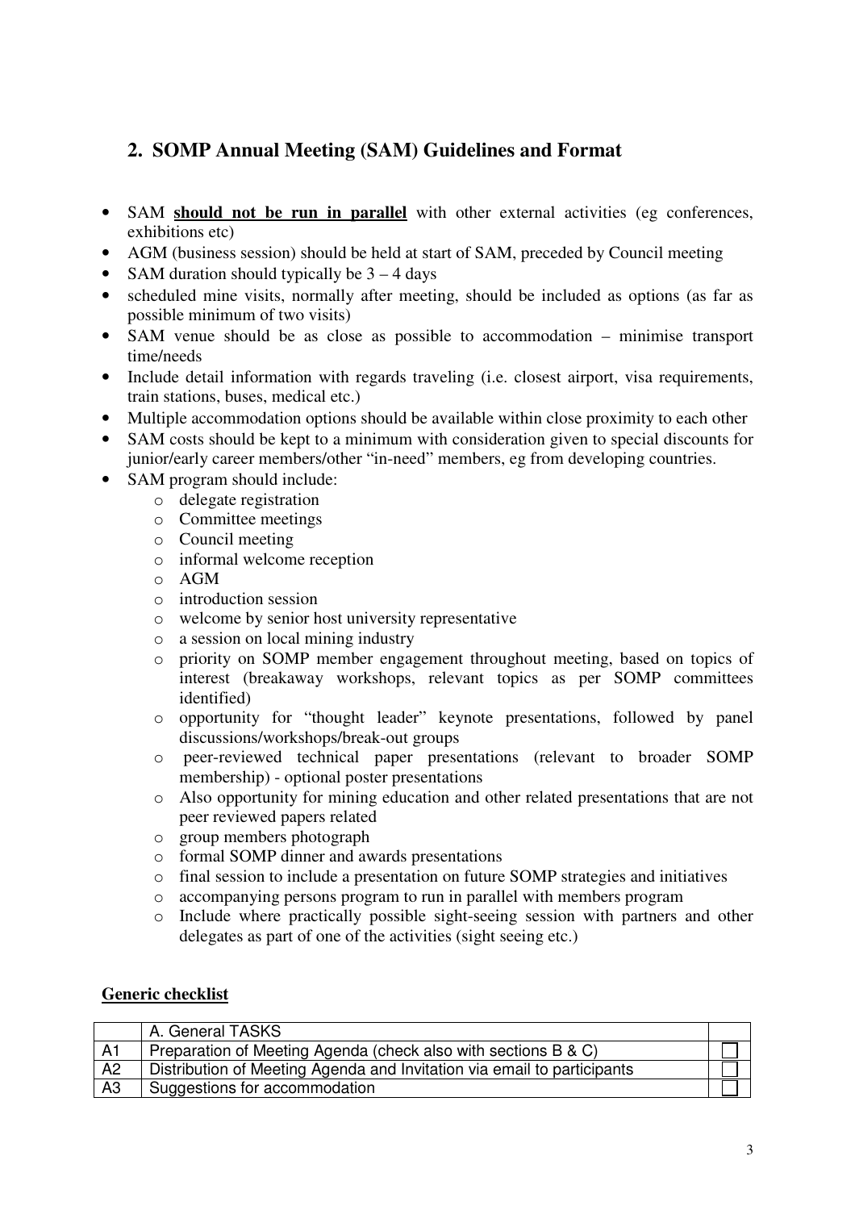## 2. SOMP Annual Meeting (SAM) Guidelines and Format

- SAM **<u>should not be run in parallel</u>** with other external activities (eg conferences, exhibitions etc)
- AGM (business session) should be held at start of SAM, preceded by Council meeting
- SAM duration should typically be 3 – 4 days
- scheduled mine visits, normally after meeting, should be included as options (as far as possible minimum of two visits)
- SAM venue should be as close as possible to accommodation – minimise transport time/needs
- Include detail information with regards traveling (i.e. closest airport, visa requirements, train stations, buses, medical etc.)
- Multiple accommodation options should be available within close proximity to each other
- SAM costs should be kept to a minimum with consideration given to special discounts for junior/early career members/other "in-need" members, eg from developing countries.
- SAM program should include:
  - delegate registration
  - Committee meetings
  - Council meeting
  - informal welcome reception
  - AGM
  - introduction session
  - welcome by senior host university representative
  - a session on local mining industry
  - priority on SOMP member engagement throughout meeting, based on topics of interest (breakaway workshops, relevant topics as per SOMP committees identified)
  - opportunity for "thought leader" keynote presentations, followed by panel discussions/workshops/break-out groups
  - peer-reviewed technical paper presentations (relevant to broader SOMP membership) - optional poster presentations
  - Also opportunity for mining education and other related presentations that are not peer reviewed papers related
  - group members photograph
  - formal SOMP dinner and awards presentations
  - final session to include a presentation on future SOMP strategies and initiatives
  - accompanying persons program to run in parallel with members program
  - Include where practically possible sight-seeing session with partners and other delegates as part of one of the activities (sight seeing etc.)

**<u>Generic checklist</u>**

| | A. General TASKS | |
|---|---|---|
| A1 | Preparation of Meeting Agenda (check also with sections B & C) | ☐ |
| A2 | Distribution of Meeting Agenda and Invitation via email to participants | ☐ |
| A3 | Suggestions for accommodation | ☐ |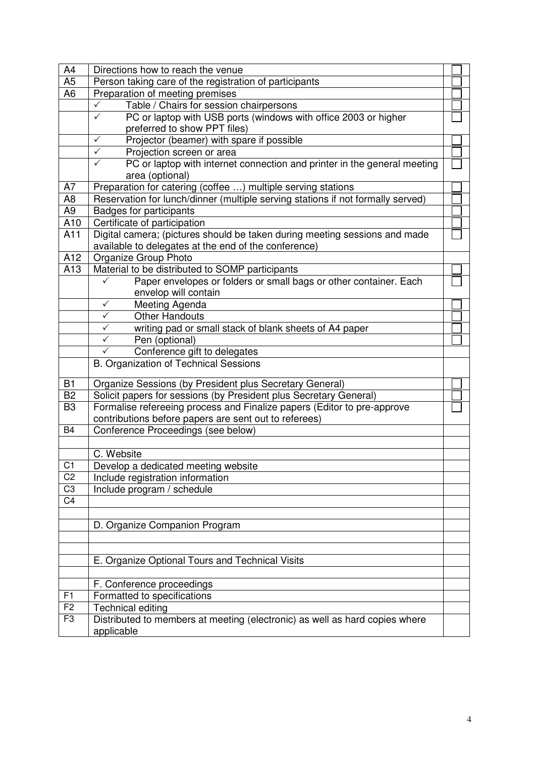| | | |
|---|---|---|
| A4 | Directions how to reach the venue | ☐ |
| A5 | Person taking care of the registration of participants | ☐ |
| A6 | Preparation of meeting premises | ☐ |
| | ✓ Table / Chairs for session chairpersons | ☐ |
| | ✓ PC or laptop with USB ports (windows with office 2003 or higher preferred to show PPT files) | ☐ |
| | ✓ Projector (beamer) with spare if possible | ☐ |
| | ✓ Projection screen or area | ☐ |
| | ✓ PC or laptop with internet connection and printer in the general meeting area (optional) | ☐ |
| A7 | Preparation for catering (coffee …) multiple serving stations | ☐ |
| A8 | Reservation for lunch/dinner (multiple serving stations if not formally served) | ☐ |
| A9 | Badges for participants | ☐ |
| A10 | Certificate of participation | ☐ |
| A11 | Digital camera; (pictures should be taken during meeting sessions and made available to delegates at the end of the conference) | ☐ |
| A12 | Organize Group Photo | |
| A13 | Material to be distributed to SOMP participants | ☐ |
| | ✓ Paper envelopes or folders or small bags or other container. Each envelop will contain | ☐ |
| | ✓ Meeting Agenda | ☐ |
| | ✓ Other Handouts | ☐ |
| | ✓ writing pad or small stack of blank sheets of A4 paper | ☐ |
| | ✓ Pen (optional) | ☐ |
| | ✓ Conference gift to delegates | |
| | B. Organization of Technical Sessions | |
| B1 | Organize Sessions (by President plus Secretary General) | ☐ |
| B2 | Solicit papers for sessions (by President plus Secretary General) | ☐ |
| B3 | Formalise refereeing process and Finalize papers (Editor to pre-approve contributions before papers are sent out to referees) | ☐ |
| B4 | Conference Proceedings (see below) | |
| | | |
| | C. Website | |
| C1 | Develop a dedicated meeting website | |
| C2 | Include registration information | |
| C3 | Include program / schedule | |
| C4 | | |
| | | |
| | D. Organize Companion Program | |
| | | |
| | | |
| | E. Organize Optional Tours and Technical Visits | |
| | | |
| | F. Conference proceedings | |
| F1 | Formatted to specifications | |
| F2 | Technical editing | |
| F3 | Distributed to members at meeting (electronic) as well as hard copies where applicable | |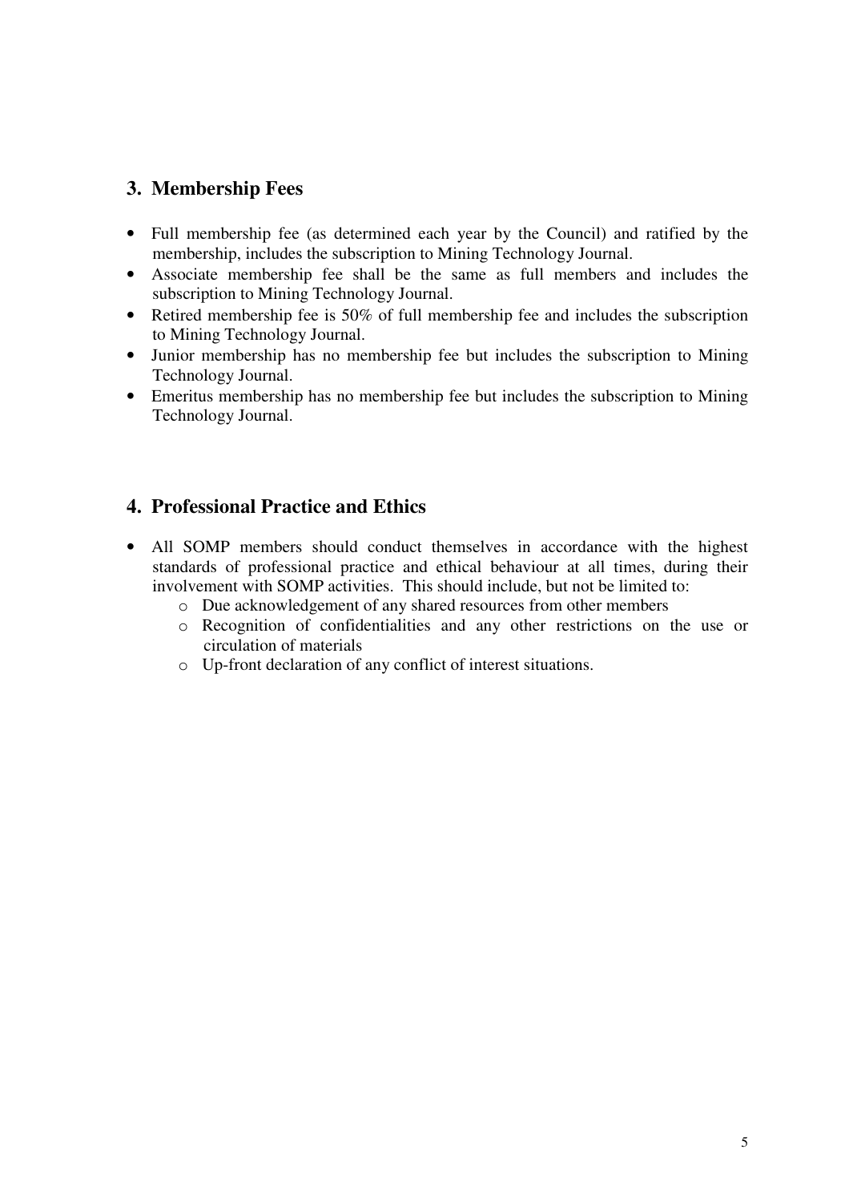## 3. Membership Fees

- Full membership fee (as determined each year by the Council) and ratified by the membership, includes the subscription to Mining Technology Journal.
- Associate membership fee shall be the same as full members and includes the subscription to Mining Technology Journal.
- Retired membership fee is 50% of full membership fee and includes the subscription to Mining Technology Journal.
- Junior membership has no membership fee but includes the subscription to Mining Technology Journal.
- Emeritus membership has no membership fee but includes the subscription to Mining Technology Journal.

## 4. Professional Practice and Ethics

- All SOMP members should conduct themselves in accordance with the highest standards of professional practice and ethical behaviour at all times, during their involvement with SOMP activities. This should include, but not be limited to:
  - Due acknowledgement of any shared resources from other members
  - Recognition of confidentialities and any other restrictions on the use or circulation of materials
  - Up-front declaration of any conflict of interest situations.